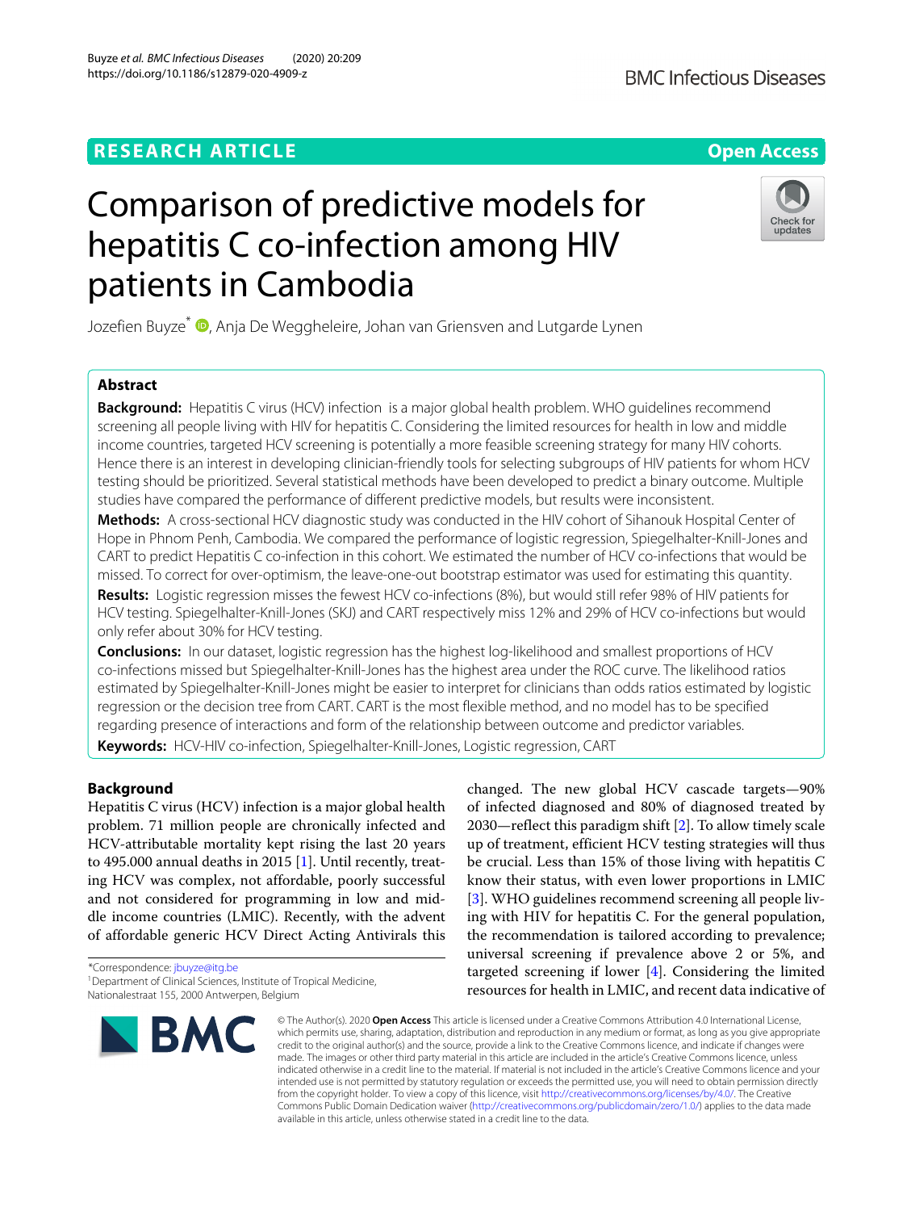RESEARCH ARTICLE

Open Access

# Comparison of predictive models for hepatitis C co-infection among HIV patients in Cambodia

Jozefien Buyze[*], Anja De Weggheleire, Johan van Griensven and Lutgarde Lynen

## Abstract

**Background:** Hepatitis C virus (HCV) infection is a major global health problem. WHO guidelines recommend screening all people living with HIV for hepatitis C. Considering the limited resources for health in low and middle income countries, targeted HCV screening is potentially a more feasible screening strategy for many HIV cohorts. Hence there is an interest in developing clinician-friendly tools for selecting subgroups of HIV patients for whom HCV testing should be prioritized. Several statistical methods have been developed to predict a binary outcome. Multiple studies have compared the performance of different predictive models, but results were inconsistent.

**Methods:** A cross-sectional HCV diagnostic study was conducted in the HIV cohort of Sihanouk Hospital Center of Hope in Phnom Penh, Cambodia. We compared the performance of logistic regression, Spiegelhalter-Knill-Jones and CART to predict Hepatitis C co-infection in this cohort. We estimated the number of HCV co-infections that would be missed. To correct for over-optimism, the leave-one-out bootstrap estimator was used for estimating this quantity.

**Results:** Logistic regression misses the fewest HCV co-infections (8%), but would still refer 98% of HIV patients for HCV testing. Spiegelhalter-Knill-Jones (SKJ) and CART respectively miss 12% and 29% of HCV co-infections but would only refer about 30% for HCV testing.

**Conclusions:** In our dataset, logistic regression has the highest log-likelihood and smallest proportions of HCV co-infections missed but Spiegelhalter-Knill-Jones has the highest area under the ROC curve. The likelihood ratios estimated by Spiegelhalter-Knill-Jones might be easier to interpret for clinicians than odds ratios estimated by logistic regression or the decision tree from CART. CART is the most flexible method, and no model has to be specified regarding presence of interactions and form of the relationship between outcome and predictor variables.

**Keywords:** HCV-HIV co-infection, Spiegelhalter-Knill-Jones, Logistic regression, CART

## Background

Hepatitis C virus (HCV) infection is a major global health problem. 71 million people are chronically infected and HCV-attributable mortality kept rising the last 20 years to 495.000 annual deaths in 2015 [1]. Until recently, treating HCV was complex, not affordable, poorly successful and not considered for programming in low and middle income countries (LMIC). Recently, with the advent of affordable generic HCV Direct Acting Antivirals this changed. The new global HCV cascade targets—90% of infected diagnosed and 80% of diagnosed treated by 2030—reflect this paradigm shift [2]. To allow timely scale up of treatment, efficient HCV testing strategies will thus be crucial. Less than 15% of those living with hepatitis C know their status, with even lower proportions in LMIC [3]. WHO guidelines recommend screening all people living with HIV for hepatitis C. For the general population, the recommendation is tailored according to prevalence; universal screening if prevalence above 2 or 5%, and targeted screening if lower [4]. Considering the limited resources for health in LMIC, and recent data indicative of

*Correspondence: jbuyze@itg.be
[1]Department of Clinical Sciences, Institute of Tropical Medicine, Nationalestraat 155, 2000 Antwerpen, Belgium

© The Author(s). 2020 **Open Access** This article is licensed under a Creative Commons Attribution 4.0 International License, which permits use, sharing, adaptation, distribution and reproduction in any medium or format, as long as you give appropriate credit to the original author(s) and the source, provide a link to the Creative Commons licence, and indicate if changes were made. The images or other third party material in this article are included in the article's Creative Commons licence, unless indicated otherwise in a credit line to the material. If material is not included in the article's Creative Commons licence and your intended use is not permitted by statutory regulation or exceeds the permitted use, you will need to obtain permission directly from the copyright holder. To view a copy of this licence, visit http://creativecommons.org/licenses/by/4.0/. The Creative Commons Public Domain Dedication waiver (http://creativecommons.org/publicdomain/zero/1.0/) applies to the data made available in this article, unless otherwise stated in a credit line to the data.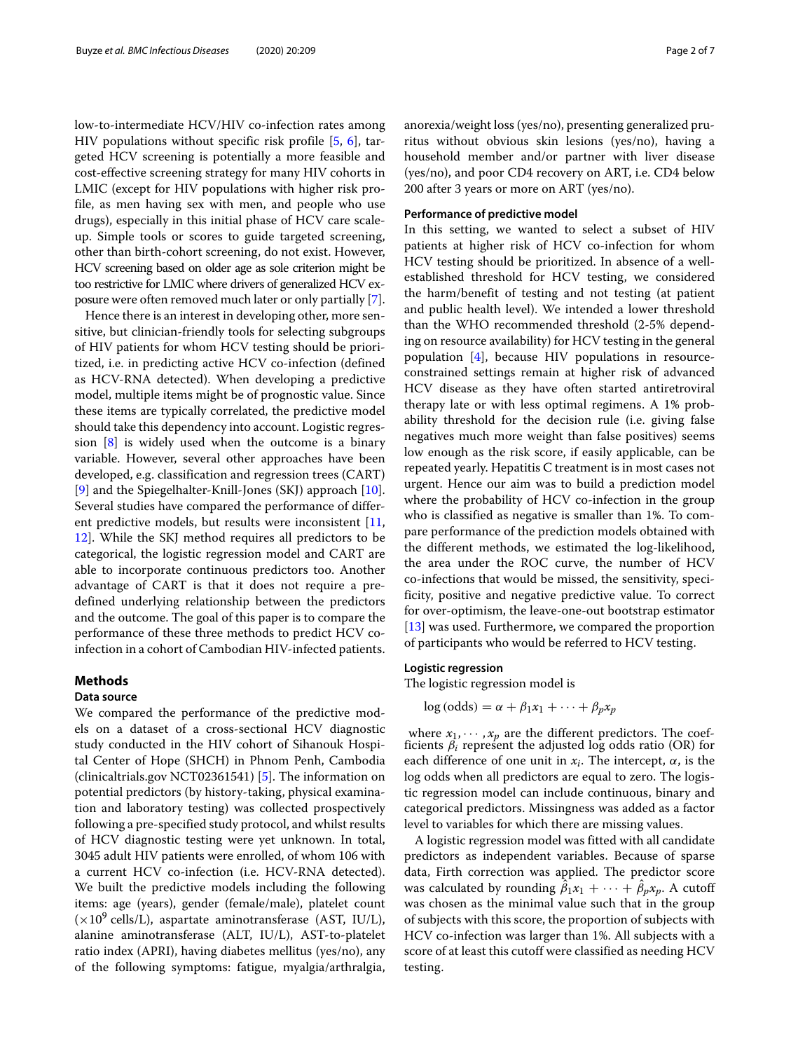low-to-intermediate HCV/HIV co-infection rates among HIV populations without specific risk profile [5, 6], targeted HCV screening is potentially a more feasible and cost-effective screening strategy for many HIV cohorts in LMIC (except for HIV populations with higher risk profile, as men having sex with men, and people who use drugs), especially in this initial phase of HCV care scale-up. Simple tools or scores to guide targeted screening, other than birth-cohort screening, do not exist. However, HCV screening based on older age as sole criterion might be too restrictive for LMIC where drivers of generalized HCV exposure were often removed much later or only partially [7].

Hence there is an interest in developing other, more sensitive, but clinician-friendly tools for selecting subgroups of HIV patients for whom HCV testing should be prioritized, i.e. in predicting active HCV co-infection (defined as HCV-RNA detected). When developing a predictive model, multiple items might be of prognostic value. Since these items are typically correlated, the predictive model should take this dependency into account. Logistic regression [8] is widely used when the outcome is a binary variable. However, several other approaches have been developed, e.g. classification and regression trees (CART) [9] and the Spiegelhalter-Knill-Jones (SKJ) approach [10]. Several studies have compared the performance of different predictive models, but results were inconsistent [11, 12]. While the SKJ method requires all predictors to be categorical, the logistic regression model and CART are able to incorporate continuous predictors too. Another advantage of CART is that it does not require a predefined underlying relationship between the predictors and the outcome. The goal of this paper is to compare the performance of these three methods to predict HCV co-infection in a cohort of Cambodian HIV-infected patients.

## Methods

### Data source

We compared the performance of the predictive models on a dataset of a cross-sectional HCV diagnostic study conducted in the HIV cohort of Sihanouk Hospital Center of Hope (SHCH) in Phnom Penh, Cambodia (clinicaltrials.gov NCT02361541) [5]. The information on potential predictors (by history-taking, physical examination and laboratory testing) was collected prospectively following a pre-specified study protocol, and whilst results of HCV diagnostic testing were yet unknown. In total, 3045 adult HIV patients were enrolled, of whom 106 with a current HCV co-infection (i.e. HCV-RNA detected). We built the predictive models including the following items: age (years), gender (female/male), platelet count ($\times 10^9$ cells/L), aspartate aminotransferase (AST, IU/L), alanine aminotransferase (ALT, IU/L), AST-to-platelet ratio index (APRI), having diabetes mellitus (yes/no), any of the following symptoms: fatigue, myalgia/arthralgia, anorexia/weight loss (yes/no), presenting generalized pruritus without obvious skin lesions (yes/no), having a household member and/or partner with liver disease (yes/no), and poor CD4 recovery on ART, i.e. CD4 below 200 after 3 years or more on ART (yes/no).

### Performance of predictive model

In this setting, we wanted to select a subset of HIV patients at higher risk of HCV co-infection for whom HCV testing should be prioritized. In absence of a well-established threshold for HCV testing, we considered the harm/benefit of testing and not testing (at patient and public health level). We intended a lower threshold than the WHO recommended threshold (2-5% depending on resource availability) for HCV testing in the general population [4], because HIV populations in resource-constrained settings remain at higher risk of advanced HCV disease as they have often started antiretroviral therapy late or with less optimal regimens. A 1% probability threshold for the decision rule (i.e. giving false negatives much more weight than false positives) seems low enough as the risk score, if easily applicable, can be repeated yearly. Hepatitis C treatment is in most cases not urgent. Hence our aim was to build a prediction model where the probability of HCV co-infection in the group who is classified as negative is smaller than 1%. To compare performance of the prediction models obtained with the different methods, we estimated the log-likelihood, the area under the ROC curve, the number of HCV co-infections that would be missed, the sensitivity, specificity, positive and negative predictive value. To correct for over-optimism, the leave-one-out bootstrap estimator [13] was used. Furthermore, we compared the proportion of participants who would be referred to HCV testing.

### Logistic regression

The logistic regression model is

$$\log(\text{odds}) = \alpha + \beta_1 x_1 + \cdots + \beta_p x_p$$

where $x_1, \cdots, x_p$ are the different predictors. The coefficients $\beta_i$ represent the adjusted log odds ratio (OR) for each difference of one unit in $x_i$. The intercept, $\alpha$, is the log odds when all predictors are equal to zero. The logistic regression model can include continuous, binary and categorical predictors. Missingness was added as a factor level to variables for which there are missing values.

A logistic regression model was fitted with all candidate predictors as independent variables. Because of sparse data, Firth correction was applied. The predictor score was calculated by rounding $\hat{\beta}_1 x_1 + \cdots + \hat{\beta}_p x_p$. A cutoff was chosen as the minimal value such that in the group of subjects with this score, the proportion of subjects with HCV co-infection was larger than 1%. All subjects with a score of at least this cutoff were classified as needing HCV testing.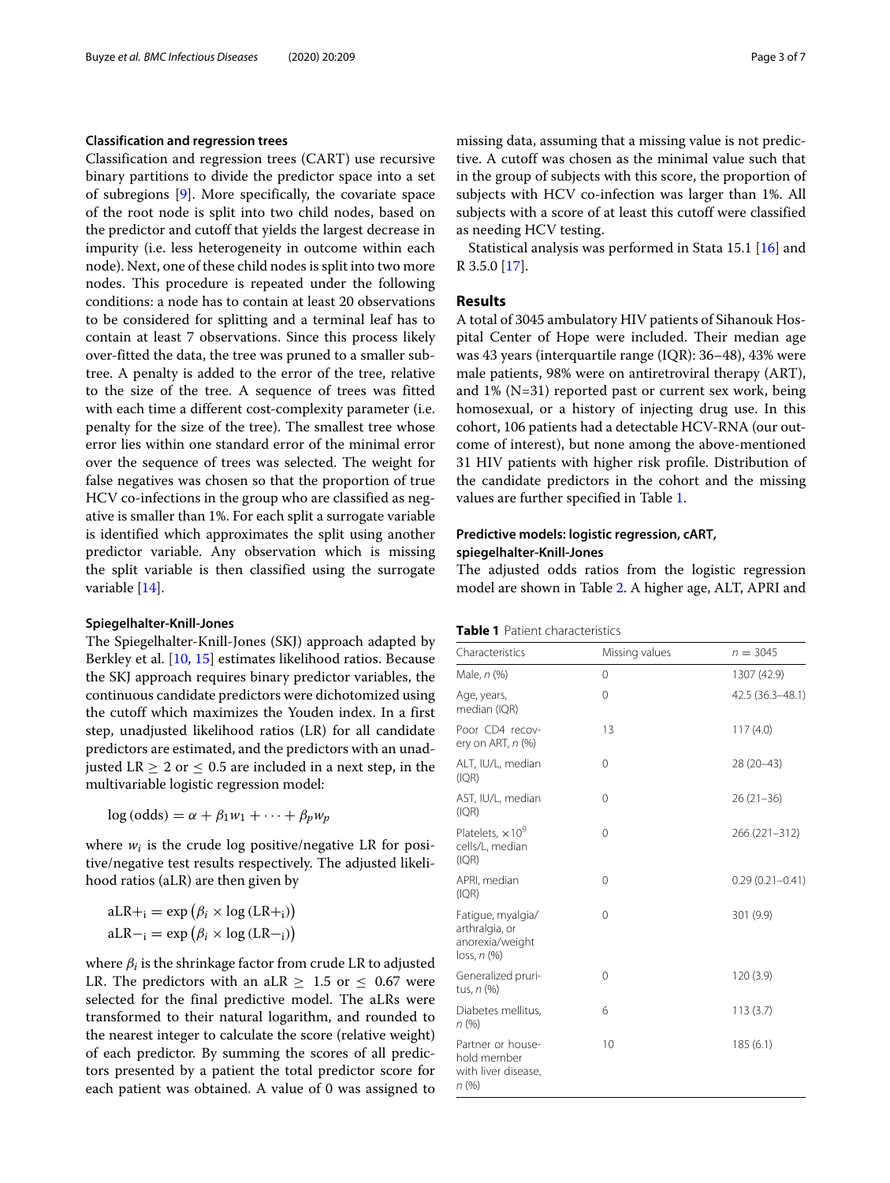### Classification and regression trees

Classification and regression trees (CART) use recursive binary partitions to divide the predictor space into a set of subregions [9]. More specifically, the covariate space of the root node is split into two child nodes, based on the predictor and cutoff that yields the largest decrease in impurity (i.e. less heterogeneity in outcome within each node). Next, one of these child nodes is split into two more nodes. This procedure is repeated under the following conditions: a node has to contain at least 20 observations to be considered for splitting and a terminal leaf has to contain at least 7 observations. Since this process likely over-fitted the data, the tree was pruned to a smaller subtree. A penalty is added to the error of the tree, relative to the size of the tree. A sequence of trees was fitted with each time a different cost-complexity parameter (i.e. penalty for the size of the tree). The smallest tree whose error lies within one standard error of the minimal error over the sequence of trees was selected. The weight for false negatives was chosen so that the proportion of true HCV co-infections in the group who are classified as negative is smaller than 1%. For each split a surrogate variable is identified which approximates the split using another predictor variable. Any observation which is missing the split variable is then classified using the surrogate variable [14].

### Spiegelhalter-Knill-Jones

The Spiegelhalter-Knill-Jones (SKJ) approach adapted by Berkley et al. [10, 15] estimates likelihood ratios. Because the SKJ approach requires binary predictor variables, the continuous candidate predictors were dichotomized using the cutoff which maximizes the Youden index. In a first step, unadjusted likelihood ratios (LR) for all candidate predictors are estimated, and the predictors with an unadjusted LR $\geq$ 2 or $\leq$ 0.5 are included in a next step, in the multivariable logistic regression model:

$$\log(\text{odds}) = \alpha + \beta_1 w_1 + \cdots + \beta_p w_p$$

where $w_i$ is the crude log positive/negative LR for positive/negative test results respectively. The adjusted likelihood ratios (aLR) are then given by

$$\text{aLR+}_i = \exp\left(\beta_i \times \log\left(\text{LR+}_i\right)\right)$$
$$\text{aLR−}_i = \exp\left(\beta_i \times \log\left(\text{LR−}_i\right)\right)$$

where $\beta_i$ is the shrinkage factor from crude LR to adjusted LR. The predictors with an aLR $\geq$ 1.5 or $\leq$ 0.67 were selected for the final predictive model. The aLRs were transformed to their natural logarithm, and rounded to the nearest integer to calculate the score (relative weight) of each predictor. By summing the scores of all predictors presented by a patient the total predictor score for each patient was obtained. A value of 0 was assigned to missing data, assuming that a missing value is not predictive. A cutoff was chosen as the minimal value such that in the group of subjects with this score, the proportion of subjects with HCV co-infection was larger than 1%. All subjects with a score of at least this cutoff were classified as needing HCV testing.

Statistical analysis was performed in Stata 15.1 [16] and R 3.5.0 [17].

## Results

A total of 3045 ambulatory HIV patients of Sihanouk Hospital Center of Hope were included. Their median age was 43 years (interquartile range (IQR): 36–48), 43% were male patients, 98% were on antiretroviral therapy (ART), and 1% (N=31) reported past or current sex work, being homosexual, or a history of injecting drug use. In this cohort, 106 patients had a detectable HCV-RNA (our outcome of interest), but none among the above-mentioned 31 HIV patients with higher risk profile. Distribution of the candidate predictors in the cohort and the missing values are further specified in Table 1.

### Predictive models: logistic regression, cART, spiegelhalter-Knill-Jones

The adjusted odds ratios from the logistic regression model are shown in Table 2. A higher age, ALT, APRI and

**Table 1** Patient characteristics

| Characteristics | Missing values | $n = 3045$ |
|---|---|---|
| Male, *n* (%) | 0 | 1307 (42.9) |
| Age, years, median (IQR) | 0 | 42.5 (36.3–48.1) |
| Poor CD4 recovery on ART, *n* (%) | 13 | 117 (4.0) |
| ALT, IU/L, median (IQR) | 0 | 28 (20–43) |
| AST, IU/L, median (IQR) | 0 | 26 (21–36) |
| Platelets, $\times 10^9$ cells/L, median (IQR) | 0 | 266 (221–312) |
| APRI, median (IQR) | 0 | 0.29 (0.21–0.41) |
| Fatigue, myalgia/arthralgia, or anorexia/weight loss, *n* (%) | 0 | 301 (9.9) |
| Generalized pruritus, *n* (%) | 0 | 120 (3.9) |
| Diabetes mellitus, *n* (%) | 6 | 113 (3.7) |
| Partner or household member with liver disease, *n* (%) | 10 | 185 (6.1) |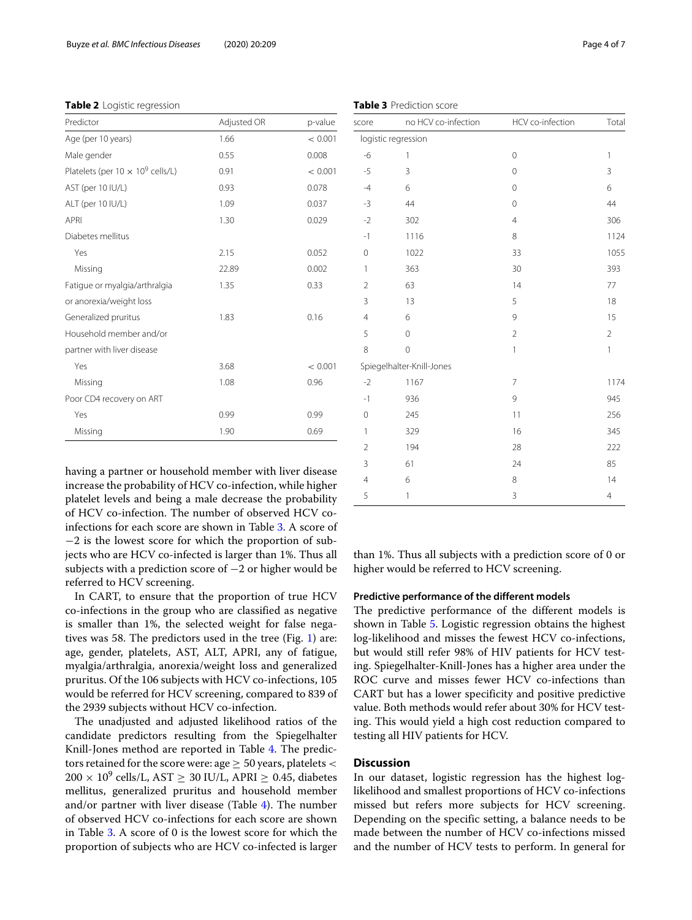**Table 2** Logistic regression

| Predictor | Adjusted OR | p-value |
|---|---|---|
| Age (per 10 years) | 1.66 | < 0.001 |
| Male gender | 0.55 | 0.008 |
| Platelets (per $10 \times 10^9$ cells/L) | 0.91 | < 0.001 |
| AST (per 10 IU/L) | 0.93 | 0.078 |
| ALT (per 10 IU/L) | 1.09 | 0.037 |
| APRI | 1.30 | 0.029 |
| Diabetes mellitus | | |
| Yes | 2.15 | 0.052 |
| Missing | 22.89 | 0.002 |
| Fatigue or myalgia/arthralgia or anorexia/weight loss | 1.35 | 0.33 |
| Generalized pruritus | 1.83 | 0.16 |
| Household member and/or partner with liver disease | | |
| Yes | 3.68 | < 0.001 |
| Missing | 1.08 | 0.96 |
| Poor CD4 recovery on ART | | |
| Yes | 0.99 | 0.99 |
| Missing | 1.90 | 0.69 |

having a partner or household member with liver disease increase the probability of HCV co-infection, while higher platelet levels and being a male decrease the probability of HCV co-infection. The number of observed HCV co-infections for each score are shown in Table 3. A score of −2 is the lowest score for which the proportion of subjects who are HCV co-infected is larger than 1%. Thus all subjects with a prediction score of −2 or higher would be referred to HCV screening.

In CART, to ensure that the proportion of true HCV co-infections in the group who are classified as negative is smaller than 1%, the selected weight for false negatives was 58. The predictors used in the tree (Fig. 1) are: age, gender, platelets, AST, ALT, APRI, any of fatigue, myalgia/arthralgia, anorexia/weight loss and generalized pruritus. Of the 106 subjects with HCV co-infections, 105 would be referred for HCV screening, compared to 839 of the 2939 subjects without HCV co-infection.

The unadjusted and adjusted likelihood ratios of the candidate predictors resulting from the Spiegelhalter Knill-Jones method are reported in Table 4. The predictors retained for the score were: age ≥ 50 years, platelets < $200 \times 10^9$ cells/L, AST ≥ 30 IU/L, APRI ≥ 0.45, diabetes mellitus, generalized pruritus and household member and/or partner with liver disease (Table 4). The number of observed HCV co-infections for each score are shown in Table 3. A score of 0 is the lowest score for which the proportion of subjects who are HCV co-infected is larger than 1%. Thus all subjects with a prediction score of 0 or higher would be referred to HCV screening.

**Table 3** Prediction score

| score | no HCV co-infection | HCV co-infection | Total |
|---|---|---|---|
| logistic regression | | | |
| -6 | 1 | 0 | 1 |
| -5 | 3 | 0 | 3 |
| -4 | 6 | 0 | 6 |
| -3 | 44 | 0 | 44 |
| -2 | 302 | 4 | 306 |
| -1 | 1116 | 8 | 1124 |
| 0 | 1022 | 33 | 1055 |
| 1 | 363 | 30 | 393 |
| 2 | 63 | 14 | 77 |
| 3 | 13 | 5 | 18 |
| 4 | 6 | 9 | 15 |
| 5 | 0 | 2 | 2 |
| 8 | 0 | 1 | 1 |
| Spiegelhalter-Knill-Jones | | | |
| -2 | 1167 | 7 | 1174 |
| -1 | 936 | 9 | 945 |
| 0 | 245 | 11 | 256 |
| 1 | 329 | 16 | 345 |
| 2 | 194 | 28 | 222 |
| 3 | 61 | 24 | 85 |
| 4 | 6 | 8 | 14 |
| 5 | 1 | 3 | 4 |

### Predictive performance of the different models

The predictive performance of the different models is shown in Table 5. Logistic regression obtains the highest log-likelihood and misses the fewest HCV co-infections, but would still refer 98% of HIV patients for HCV testing. Spiegelhalter-Knill-Jones has a higher area under the ROC curve and misses fewer HCV co-infections than CART but has a lower specificity and positive predictive value. Both methods would refer about 30% for HCV testing. This would yield a high cost reduction compared to testing all HIV patients for HCV.

## Discussion

In our dataset, logistic regression has the highest log-likelihood and smallest proportions of HCV co-infections missed but refers more subjects for HCV screening. Depending on the specific setting, a balance needs to be made between the number of HCV co-infections missed and the number of HCV tests to perform. In general for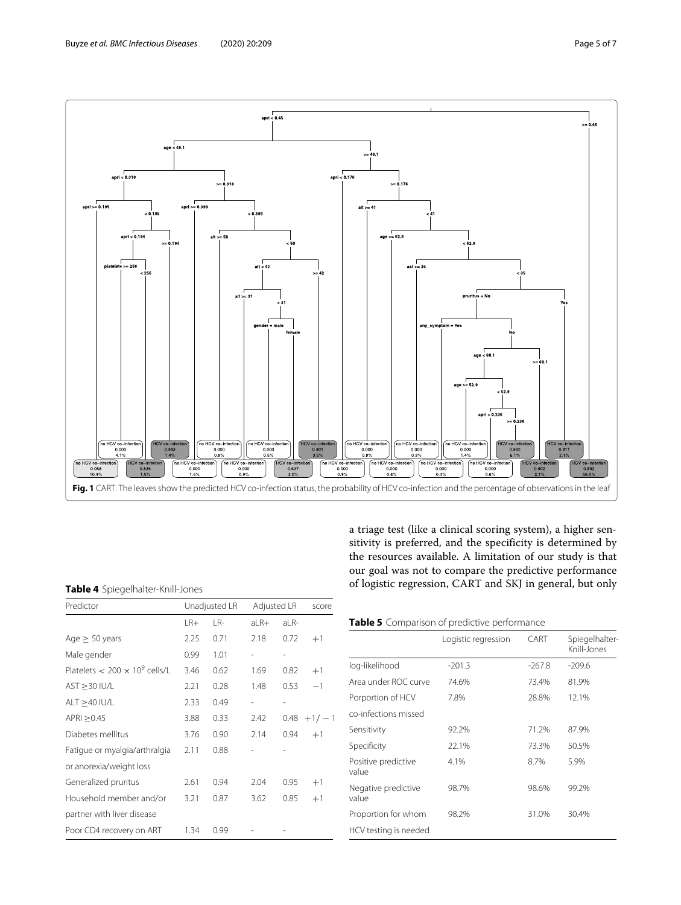Fig. 1 CART. The leaves show the predicted HCV co-infection status, the probability of HCV co-infection and the percentage of observations in the leaf

**Table 4** Spiegelhalter-Knill-Jones

| Predictor | Unadjusted LR | | Adjusted LR | | score |
|---|---|---|---|---|---|
| | LR+ | LR- | aLR+ | aLR- | |
| Age ≥ 50 years | 2.25 | 0.71 | 2.18 | 0.72 | +1 |
| Male gender | 0.99 | 1.01 | - | - | |
| Platelets $< 200 \times 10^9$ cells/L | 3.46 | 0.62 | 1.69 | 0.82 | +1 |
| AST ≥30 IU/L | 2.21 | 0.28 | 1.48 | 0.53 | −1 |
| ALT ≥40 IU/L | 2.33 | 0.49 | - | - | |
| APRI ≥0.45 | 3.88 | 0.33 | 2.42 | 0.48 | +1/ − 1 |
| Diabetes mellitus | 3.76 | 0.90 | 2.14 | 0.94 | +1 |
| Fatigue or myalgia/arthralgia or anorexia/weight loss | 2.11 | 0.88 | - | - | |
| Generalized pruritus | 2.61 | 0.94 | 2.04 | 0.95 | +1 |
| Household member and/or partner with liver disease | 3.21 | 0.87 | 3.62 | 0.85 | +1 |
| Poor CD4 recovery on ART | 1.34 | 0.99 | - | - | |

a triage test (like a clinical scoring system), a higher sensitivity is preferred, and the specificity is determined by the resources available. A limitation of our study is that our goal was not to compare the predictive performance of logistic regression, CART and SKJ in general, but only

**Table 5** Comparison of predictive performance

| | Logistic regression | CART | Spiegelhalter-Knill-Jones |
|---|---|---|---|
| log-likelihood | -201.3 | -267.8 | -209.6 |
| Area under ROC curve | 74.6% | 73.4% | 81.9% |
| Porportion of HCV co-infections missed | 7.8% | 28.8% | 12.1% |
| Sensitivity | 92.2% | 71.2% | 87.9% |
| Specificity | 22.1% | 73.3% | 50.5% |
| Positive predictive value | 4.1% | 8.7% | 5.9% |
| Negative predictive value | 98.7% | 98.6% | 99.2% |
| Proportion for whom HCV testing is needed | 98.2% | 31.0% | 30.4% |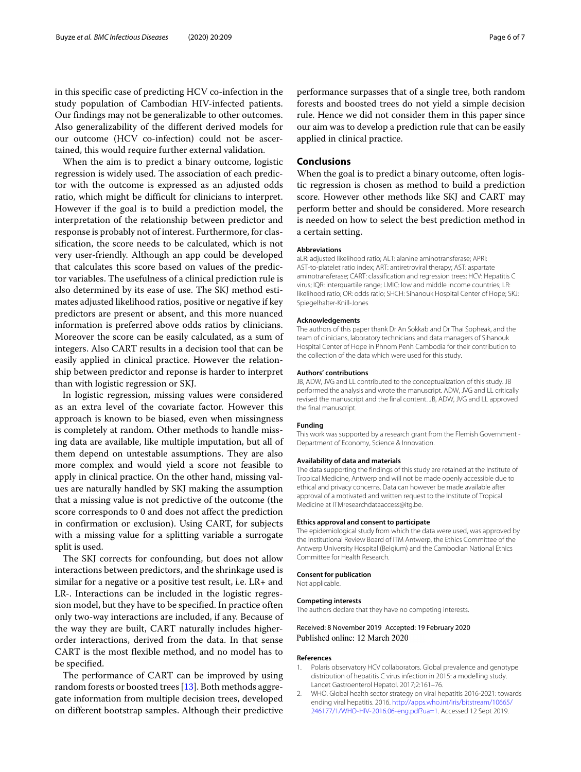in this specific case of predicting HCV co-infection in the study population of Cambodian HIV-infected patients. Our findings may not be generalizable to other outcomes. Also generalizability of the different derived models for our outcome (HCV co-infection) could not be ascertained, this would require further external validation.

When the aim is to predict a binary outcome, logistic regression is widely used. The association of each predictor with the outcome is expressed as an adjusted odds ratio, which might be difficult for clinicians to interpret. However if the goal is to build a prediction model, the interpretation of the relationship between predictor and response is probably not of interest. Furthermore, for classification, the score needs to be calculated, which is not very user-friendly. Although an app could be developed that calculates this score based on values of the predictor variables. The usefulness of a clinical prediction rule is also determined by its ease of use. The SKJ method estimates adjusted likelihood ratios, positive or negative if key predictors are present or absent, and this more nuanced information is preferred above odds ratios by clinicians. Moreover the score can be easily calculated, as a sum of integers. Also CART results in a decision tool that can be easily applied in clinical practice. However the relationship between predictor and reponse is harder to interpret than with logistic regression or SKJ.

In logistic regression, missing values were considered as an extra level of the covariate factor. However this approach is known to be biased, even when missingness is completely at random. Other methods to handle missing data are available, like multiple imputation, but all of them depend on untestable assumptions. They are also more complex and would yield a score not feasible to apply in clinical practice. On the other hand, missing values are naturally handled by SKJ making the assumption that a missing value is not predictive of the outcome (the score corresponds to 0 and does not affect the prediction in confirmation or exclusion). Using CART, for subjects with a missing value for a splitting variable a surrogate split is used.

The SKJ corrects for confounding, but does not allow interactions between predictors, and the shrinkage used is similar for a negative or a positive test result, i.e. LR+ and LR-. Interactions can be included in the logistic regression model, but they have to be specified. In practice often only two-way interactions are included, if any. Because of the way they are built, CART naturally includes higher-order interactions, derived from the data. In that sense CART is the most flexible method, and no model has to be specified.

The performance of CART can be improved by using random forests or boosted trees [13]. Both methods aggregate information from multiple decision trees, developed on different bootstrap samples. Although their predictive performance surpasses that of a single tree, both random forests and boosted trees do not yield a simple decision rule. Hence we did not consider them in this paper since our aim was to develop a prediction rule that can be easily applied in clinical practice.

## Conclusions

When the goal is to predict a binary outcome, often logistic regression is chosen as method to build a prediction score. However other methods like SKJ and CART may perform better and should be considered. More research is needed on how to select the best prediction method in a certain setting.

#### Abbreviations

aLR: adjusted likelihood ratio; ALT: alanine aminotransferase; APRI: AST-to-platelet ratio index; ART: antiretroviral therapy; AST: aspartate aminotransferase; CART: classification and regression trees; HCV: Hepatitis C virus; IQR: interquartile range; LMIC: low and middle income countries; LR: likelihood ratio; OR: odds ratio; SHCH: Sihanouk Hospital Center of Hope; SKJ: Spiegelhalter-Knill-Jones

#### Acknowledgements

The authors of this paper thank Dr An Sokkab and Dr Thai Sopheak, and the team of clinicians, laboratory technicians and data managers of Sihanouk Hospital Center of Hope in Phnom Penh Cambodia for their contribution to the collection of the data which were used for this study.

#### Authors' contributions

JB, ADW, JVG and LL contributed to the conceptualization of this study. JB performed the analysis and wrote the manuscript. ADW, JVG and LL critically revised the manuscript and the final content. JB, ADW, JVG and LL approved the final manuscript.

#### Funding

This work was supported by a research grant from the Flemish Government - Department of Economy, Science & Innovation.

#### Availability of data and materials

The data supporting the findings of this study are retained at the Institute of Tropical Medicine, Antwerp and will not be made openly accessible due to ethical and privacy concerns. Data can however be made available after approval of a motivated and written request to the Institute of Tropical Medicine at ITMresearchdataaccess@itg.be.

#### Ethics approval and consent to participate

The epidemiological study from which the data were used, was approved by the Institutional Review Board of ITM Antwerp, the Ethics Committee of the Antwerp University Hospital (Belgium) and the Cambodian National Ethics Committee for Health Research.

#### Consent for publication

Not applicable.

#### Competing interests

The authors declare that they have no competing interests.

Received: 8 November 2019 Accepted: 19 February 2020
Published online: 12 March 2020

#### References

1. Polaris observatory HCV collaborators. Global prevalence and genotype distribution of hepatitis C virus infection in 2015: a modelling study. Lancet Gastroenterol Hepatol. 2017;2:161–76.
2. WHO. Global health sector strategy on viral hepatitis 2016-2021: towards ending viral hepatitis. 2016. http://apps.who.int/iris/bitstream/10665/246177/1/WHO-HIV-2016.06-eng.pdf?ua=1. Accessed 12 Sept 2019.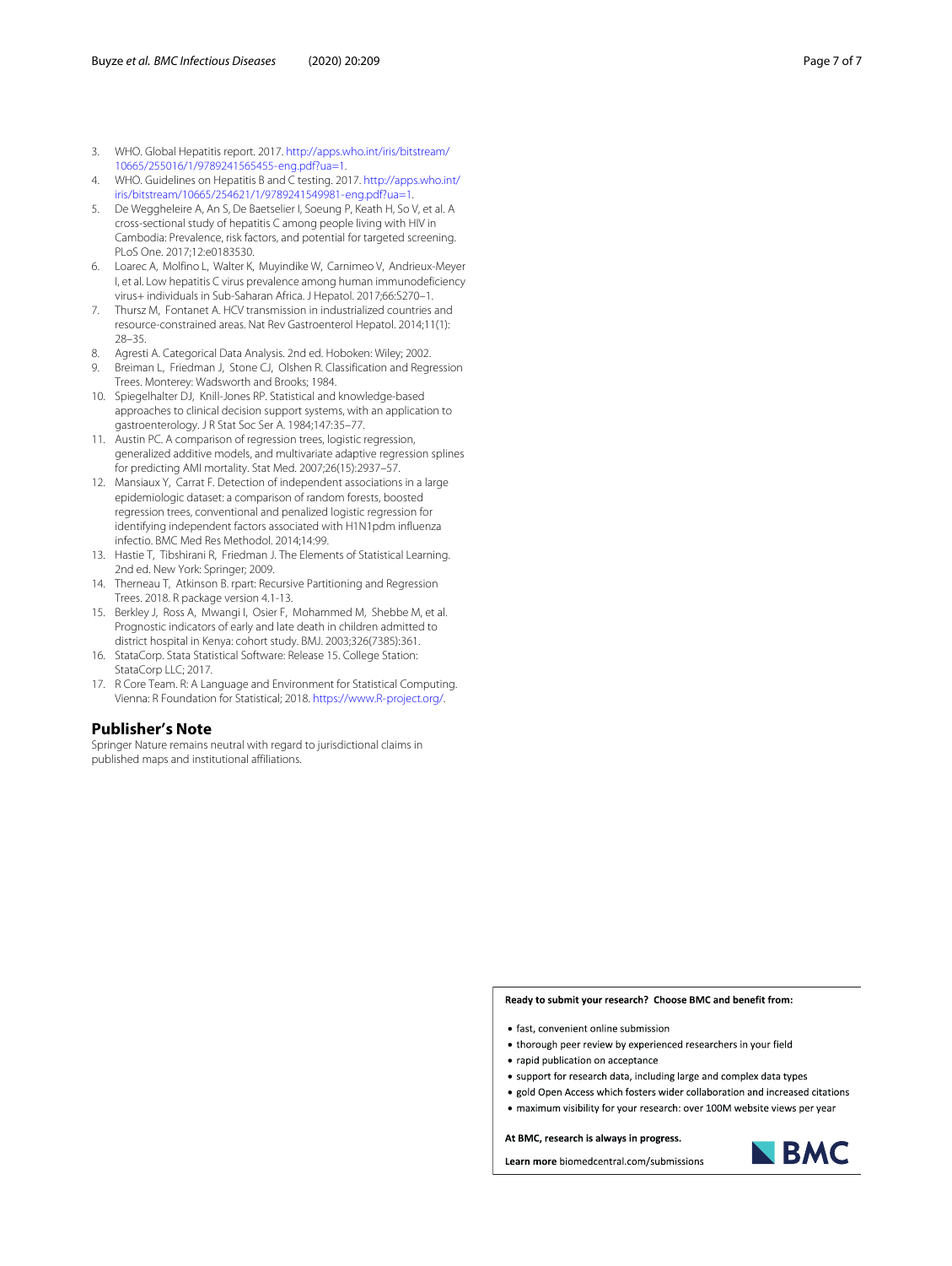3. WHO. Global Hepatitis report. 2017. http://apps.who.int/iris/bitstream/10665/255016/1/9789241565455-eng.pdf?ua=1.
4. WHO. Guidelines on Hepatitis B and C testing. 2017. http://apps.who.int/iris/bitstream/10665/254621/1/9789241549981-eng.pdf?ua=1.
5. De Weggheleire A, An S, De Baetselier I, Soeung P, Keath H, So V, et al. A cross-sectional study of hepatitis C among people living with HIV in Cambodia: Prevalence, risk factors, and potential for targeted screening. PLoS One. 2017;12:e0183530.
6. Loarec A, Molfino L, Walter K, Muyindike W, Carnimeo V, Andrieux-Meyer I, et al. Low hepatitis C virus prevalence among human immunodeficiency virus+ individuals in Sub-Saharan Africa. J Hepatol. 2017;66:S270–1.
7. Thursz M, Fontanet A. HCV transmission in industrialized countries and resource-constrained areas. Nat Rev Gastroenterol Hepatol. 2014;11(1): 28–35.
8. Agresti A. Categorical Data Analysis. 2nd ed. Hoboken: Wiley; 2002.
9. Breiman L, Friedman J, Stone CJ, Olshen R. Classification and Regression Trees. Monterey: Wadsworth and Brooks; 1984.
10. Spiegelhalter DJ, Knill-Jones RP. Statistical and knowledge-based approaches to clinical decision support systems, with an application to gastroenterology. J R Stat Soc Ser A. 1984;147:35–77.
11. Austin PC. A comparison of regression trees, logistic regression, generalized additive models, and multivariate adaptive regression splines for predicting AMI mortality. Stat Med. 2007;26(15):2937–57.
12. Mansiaux Y, Carrat F. Detection of independent associations in a large epidemiologic dataset: a comparison of random forests, boosted regression trees, conventional and penalized logistic regression for identifying independent factors associated with H1N1pdm influenza infectio. BMC Med Res Methodol. 2014;14:99.
13. Hastie T, Tibshirani R, Friedman J. The Elements of Statistical Learning. 2nd ed. New York: Springer; 2009.
14. Therneau T, Atkinson B. rpart: Recursive Partitioning and Regression Trees. 2018. R package version 4.1-13.
15. Berkley J, Ross A, Mwangi I, Osier F, Mohammed M, Shebbe M, et al. Prognostic indicators of early and late death in children admitted to district hospital in Kenya: cohort study. BMJ. 2003;326(7385):361.
16. StataCorp. Stata Statistical Software: Release 15. College Station: StataCorp LLC; 2017.
17. R Core Team. R: A Language and Environment for Statistical Computing. Vienna: R Foundation for Statistical; 2018. https://www.R-project.org/.

## Publisher's Note

Springer Nature remains neutral with regard to jurisdictional claims in published maps and institutional affiliations.

**Ready to submit your research? Choose BMC and benefit from:**

- fast, convenient online submission
- thorough peer review by experienced researchers in your field
- rapid publication on acceptance
- support for research data, including large and complex data types
- gold Open Access which fosters wider collaboration and increased citations
- maximum visibility for your research: over 100M website views per year

**At BMC, research is always in progress.**

**Learn more** biomedcentral.com/submissions